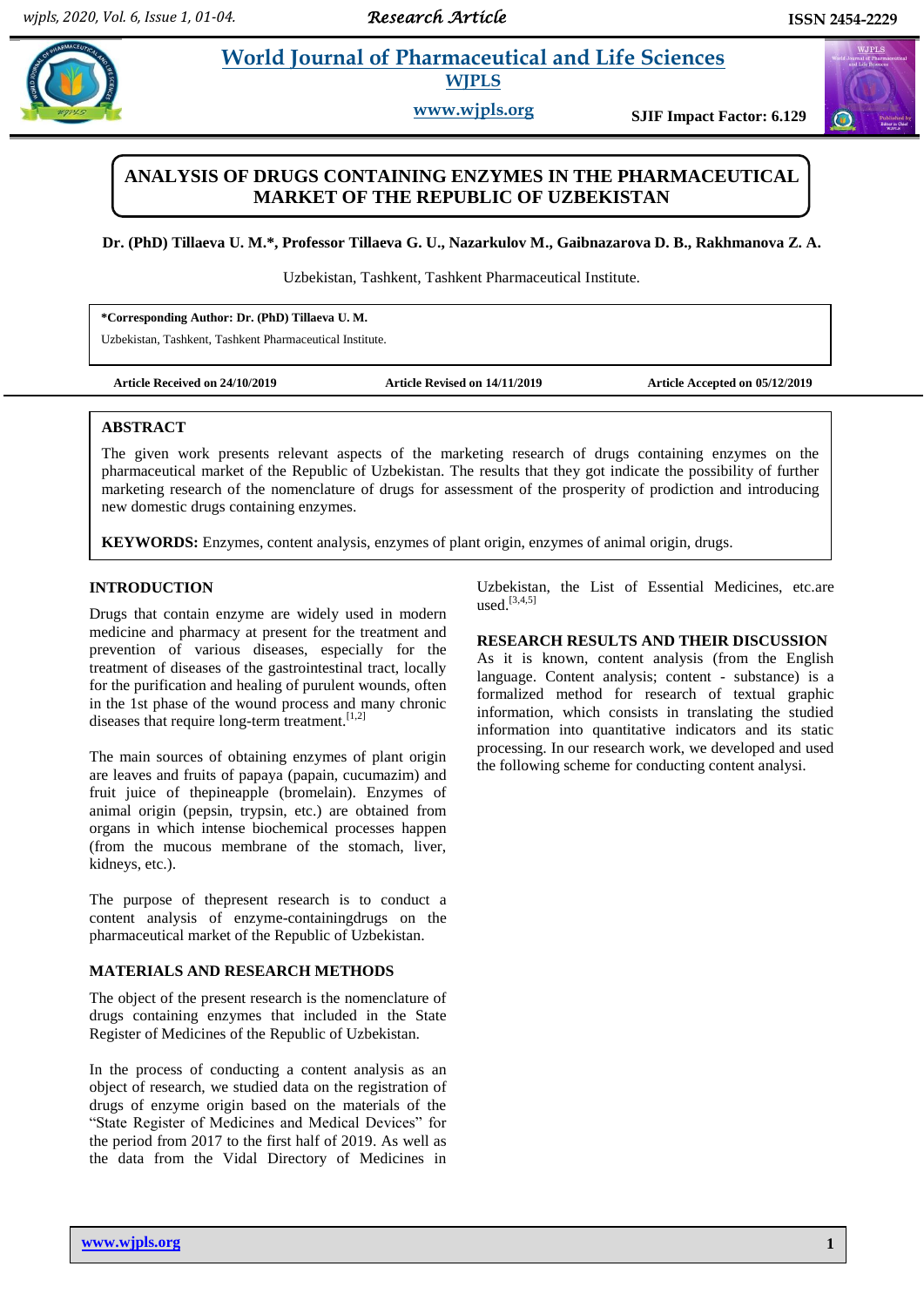# ANALYSIS OF DRUGS CONTAINING ENZYMES IN THE PHARMACEUTICAL MARKET OF THE REPUBLIC OF UZBEKISTAN

**Dr. (PhD) Tillaeva U. M.\*, Professor Tillaeva G. U., Nazarkulov M., Gaibnazarova D. B., Rakhmanova Z. A.**

Uzbekistan, Tashkent, Tashkent Pharmaceutical Institute.

**\*Corresponding Author: Dr. (PhD) Tillaeva U. M.**

Uzbekistan, Tashkent, Tashkent Pharmaceutical Institute.

**Article Received on 24/10/2019** **Article Revised on 14/11/2019** **Article Accepted on 05/12/2019**

## ABSTRACT

The given work presents relevant aspects of the marketing research of drugs containing enzymes on the pharmaceutical market of the Republic of Uzbekistan. The results that they got indicate the possibility of further marketing research of the nomenclature of drugs for assessment of the prosperity of prodiction and introducing new domestic drugs containing enzymes.

**KEYWORDS:** Enzymes, content analysis, enzymes of plant origin, enzymes of animal origin, drugs.

## INTRODUCTION

Drugs that contain enzyme are widely used in modern medicine and pharmacy at present for the treatment and prevention of various diseases, especially for the treatment of diseases of the gastrointestinal tract, locally for the purification and healing of purulent wounds, often in the 1st phase of the wound process and many chronic diseases that require long-term treatment.[1,2]

The main sources of obtaining enzymes of plant origin are leaves and fruits of papaya (papain, cucumazim) and fruit juice of thepineapple (bromelain). Enzymes of animal origin (pepsin, trypsin, etc.) are obtained from organs in which intense biochemical processes happen (from the mucous membrane of the stomach, liver, kidneys, etc.).

The purpose of thepresent research is to conduct a content analysis of enzyme-containingdrugs on the pharmaceutical market of the Republic of Uzbekistan.

## MATERIALS AND RESEARCH METHODS

The object of the present research is the nomenclature of drugs containing enzymes that included in the State Register of Medicines of the Republic of Uzbekistan.

In the process of conducting a content analysis as an object of research, we studied data on the registration of drugs of enzyme origin based on the materials of the "State Register of Medicines and Medical Devices" for the period from 2017 to the first half of 2019. As well as the data from the Vidal Directory of Medicines in Uzbekistan, the List of Essential Medicines, etc.are used.[3,4,5]

## RESEARCH RESULTS AND THEIR DISCUSSION

As it is known, content analysis (from the English language. Content analysis; content - substance) is a formalized method for research of textual graphic information, which consists in translating the studied information into quantitative indicators and its static processing. In our research work, we developed and used the following scheme for conducting content analysi.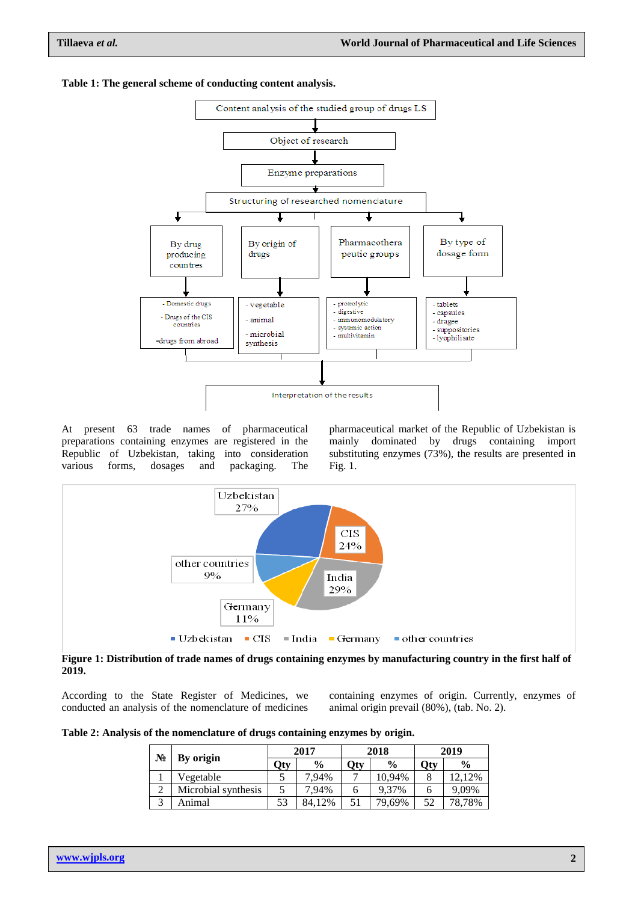**Table 1: The general scheme of conducting content analysis.**

Content analysis of the studied group of drugs LS

Object of research

Enzyme preparations

Structuring of researched nomenclature

| By drug producing countres | By origin of drugs | Pharmacotherapeutic groups | By type of dosage form |
|---|---|---|---|
| - Domestic drugs<br>- Drugs of the CIS countries<br>-drugs from abroad | - vegetable<br>- animal<br>- microbial synthesis | - proteolytic<br>- digestive<br>- immunomodulatory<br>- systemic action<br>- multivitamin | - tablets<br>- capsules<br>- dragee<br>- suppositories<br>- lyophilisate |

Interpretation of the results

At present 63 trade names of pharmaceutical preparations containing enzymes are registered in the Republic of Uzbekistan, taking into consideration various forms, dosages and packaging. The pharmaceutical market of the Republic of Uzbekistan is mainly dominated by drugs containing import substituting enzymes (73%), the results are presented in Fig. 1.

Uzbekistan 27%; CIS 24%; India 29%; Germany 11%; other countries 9%

**Figure 1: Distribution of trade names of drugs containing enzymes by manufacturing country in the first half of 2019.**

According to the State Register of Medicines, we conducted an analysis of the nomenclature of medicines containing enzymes of origin. Currently, enzymes of animal origin prevail (80%), (tab. No. 2).

**Table 2: Analysis of the nomenclature of drugs containing enzymes by origin.**

| № | By origin | 2017 | | 2018 | | 2019 | |
|---|---|---|---|---|---|---|---|
| | | Qty | % | Qty | % | Qty | % |
| 1 | Vegetable | 5 | 7,94% | 7 | 10,94% | 8 | 12,12% |
| 2 | Microbial synthesis | 5 | 7,94% | 6 | 9,37% | 6 | 9,09% |
| 3 | Animal | 53 | 84,12% | 51 | 79,69% | 52 | 78,78% |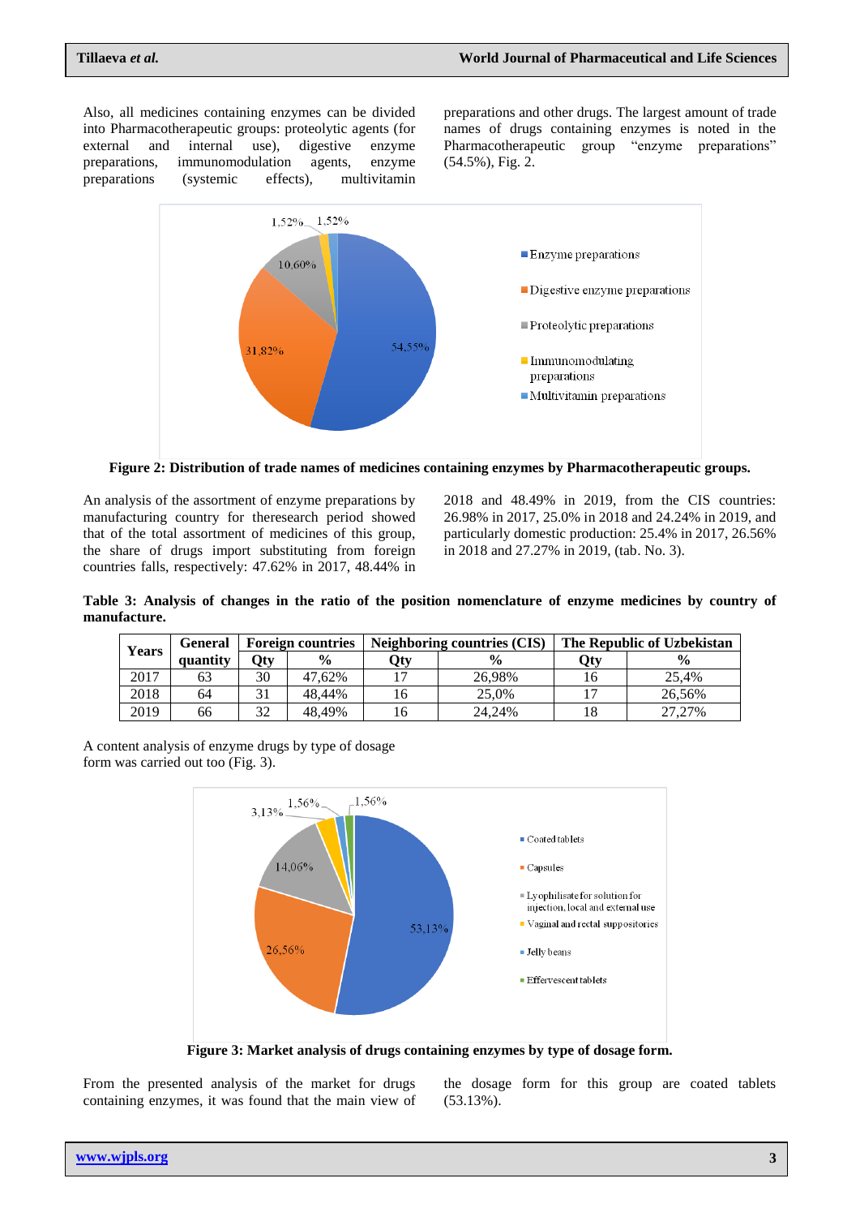Also, all medicines containing enzymes can be divided into Pharmacotherapeutic groups: proteolytic agents (for external and internal use), digestive enzyme preparations, immunomodulation agents, enzyme preparations (systemic effects), multivitamin preparations and other drugs. The largest amount of trade names of drugs containing enzymes is noted in the Pharmacotherapeutic group "enzyme preparations" (54.5%), Fig. 2.

**Figure 2: Distribution of trade names of medicines containing enzymes by Pharmacotherapeutic groups.**

An analysis of the assortment of enzyme preparations by manufacturing country for theresearch period showed that of the total assortment of medicines of this group, the share of drugs import substituting from foreign countries falls, respectively: 47.62% in 2017, 48.44% in 2018 and 48.49% in 2019, from the CIS countries: 26.98% in 2017, 25.0% in 2018 and 24.24% in 2019, and particularly domestic production: 25.4% in 2017, 26.56% in 2018 and 27.27% in 2019, (tab. No. 3).

**Table 3: Analysis of changes in the ratio of the position nomenclature of enzyme medicines by country of manufacture.**

| Years | General quantity | Foreign countries | | Neighboring countries (CIS) | | The Republic of Uzbekistan | |
|---|---|---|---|---|---|---|---|
| | | Qty | % | Qty | % | Qty | % |
| 2017 | 63 | 30 | 47,62% | 17 | 26,98% | 16 | 25,4% |
| 2018 | 64 | 31 | 48,44% | 16 | 25,0% | 17 | 26,56% |
| 2019 | 66 | 32 | 48,49% | 16 | 24,24% | 18 | 27,27% |

A content analysis of enzyme drugs by type of dosage form was carried out too (Fig. 3).

**Figure 3: Market analysis of drugs containing enzymes by type of dosage form.**

From the presented analysis of the market for drugs containing enzymes, it was found that the main view of the dosage form for this group are coated tablets (53.13%).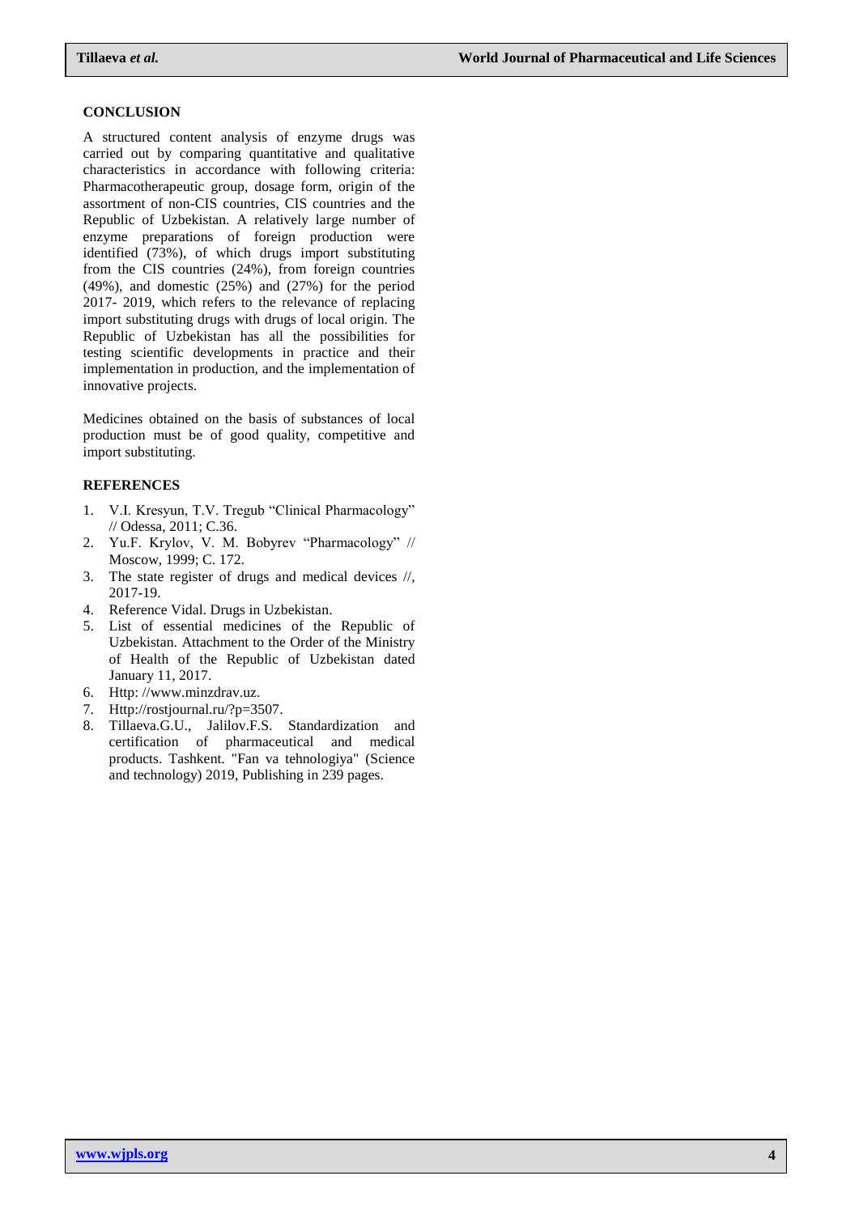## CONCLUSION

A structured content analysis of enzyme drugs was carried out by comparing quantitative and qualitative characteristics in accordance with following criteria: Pharmacotherapeutic group, dosage form, origin of the assortment of non-CIS countries, CIS countries and the Republic of Uzbekistan. A relatively large number of enzyme preparations of foreign production were identified (73%), of which drugs import substituting from the CIS countries (24%), from foreign countries (49%), and domestic (25%) and (27%) for the period 2017- 2019, which refers to the relevance of replacing import substituting drugs with drugs of local origin. The Republic of Uzbekistan has all the possibilities for testing scientific developments in practice and their implementation in production, and the implementation of innovative projects.

Medicines obtained on the basis of substances of local production must be of good quality, competitive and import substituting.

## REFERENCES

1. V.I. Kresyun, T.V. Tregub "Clinical Pharmacology" // Odessa, 2011; C.36.
2. Yu.F. Krylov, V. M. Bobyrev "Pharmacology" // Moscow, 1999; C. 172.
3. The state register of drugs and medical devices //, 2017-19.
4. Reference Vidal. Drugs in Uzbekistan.
5. List of essential medicines of the Republic of Uzbekistan. Attachment to the Order of the Ministry of Health of the Republic of Uzbekistan dated January 11, 2017.
6. Http: //www.minzdrav.uz.
7. Http://rostjournal.ru/?p=3507.
8. Tillaeva.G.U., Jalilov.F.S. Standardization and certification of pharmaceutical and medical products. Tashkent. "Fan va tehnologiya" (Science and technology) 2019, Publishing in 239 pages.